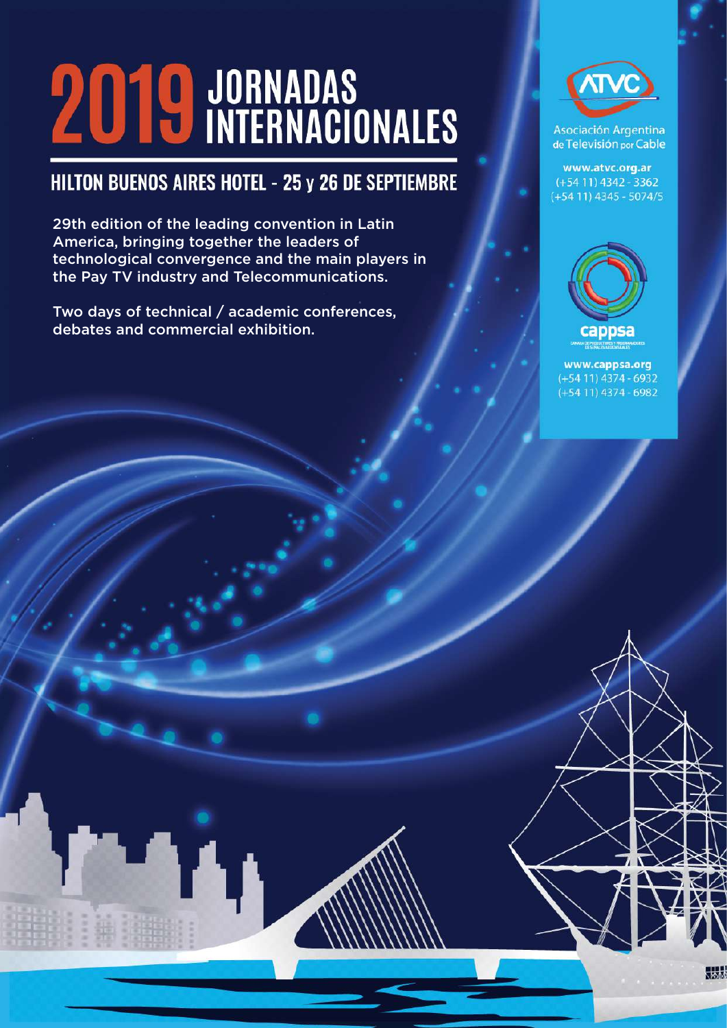# 2019 JORNADAS INTERNACIONALES

## HILTON BUENOS AIRES HOTEL - 25 y 26 DE SEPTIEMBRE

29th edition of the leading convention in Latin America, bringing together the leaders of technological convergence and the main players in the Pay TV industry and Telecommunications.

Two days of technical / academic conferences, debates and commercial exhibition.

ATVC

Asociación Argentina de Televisión por Cable

www.atvc.org.ar
(+54 11) 4342 - 3362
(+54 11) 4345 - 5074/5

cappsa

www.cappsa.org
(+54 11) 4374 - 6932
(+54 11) 4374 - 6982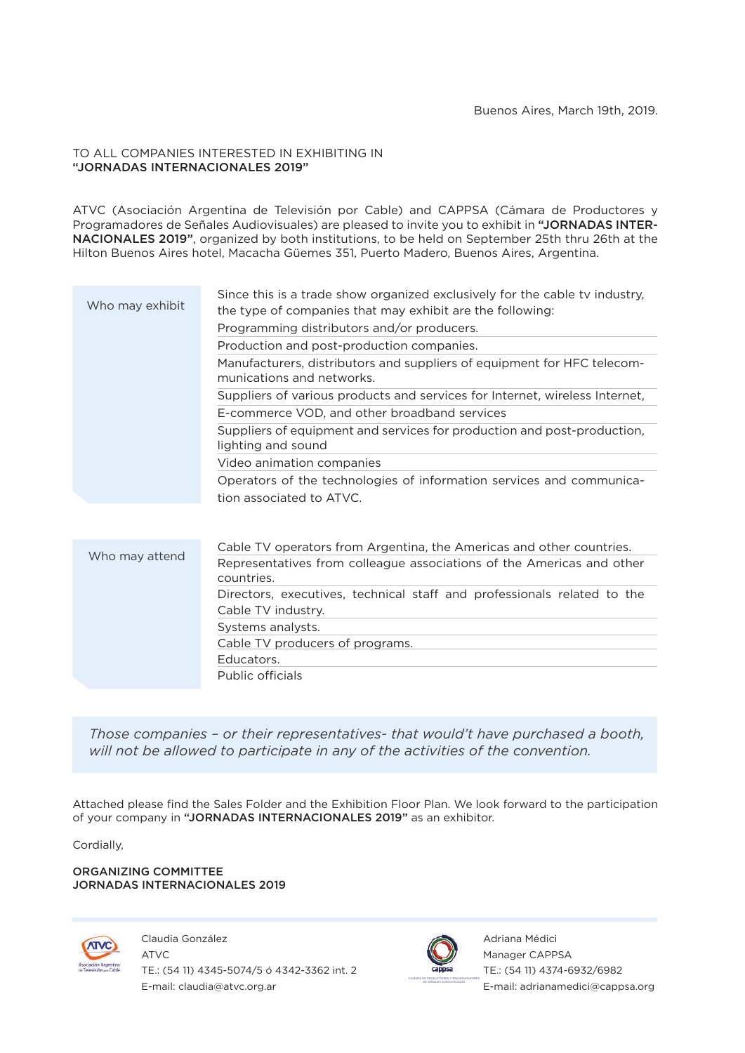Buenos Aires, March 19th, 2019.

TO ALL COMPANIES INTERESTED IN EXHIBITING IN
**"JORNADAS INTERNACIONALES 2019"**

ATVC (Asociación Argentina de Televisión por Cable) and CAPPSA (Cámara de Productores y Programadores de Señales Audiovisuales) are pleased to invite you to exhibit in **"JORNADAS INTERNACIONALES 2019"**, organized by both institutions, to be held on September 25th thru 26th at the Hilton Buenos Aires hotel, Macacha Güemes 351, Puerto Madero, Buenos Aires, Argentina.

| Who may exhibit | Since this is a trade show organized exclusively for the cable tv industry, the type of companies that may exhibit are the following: |
|---|---|
| | Programming distributors and/or producers. |
| | Production and post-production companies. |
| | Manufacturers, distributors and suppliers of equipment for HFC telecommunications and networks. |
| | Suppliers of various products and services for Internet, wireless Internet, |
| | E-commerce VOD, and other broadband services |
| | Suppliers of equipment and services for production and post-production, lighting and sound |
| | Video animation companies |
| | Operators of the technologies of information services and communication associated to ATVC. |

| Who may attend | Cable TV operators from Argentina, the Americas and other countries. |
|---|---|
| | Representatives from colleague associations of the Americas and other countries. |
| | Directors, executives, technical staff and professionals related to the Cable TV industry. |
| | Systems analysts. |
| | Cable TV producers of programs. |
| | Educators. |
| | Public officials |

*Those companies – or their representatives- that would't have purchased a booth, will not be allowed to participate in any of the activities of the convention.*

Attached please find the Sales Folder and the Exhibition Floor Plan. We look forward to the participation of your company in **"JORNADAS INTERNACIONALES 2019"** as an exhibitor.

Cordially,

**ORGANIZING COMMITTEE**
**JORNADAS INTERNACIONALES 2019**

Claudia González
ATVC
TE.: (54 11) 4345-5074/5 ó 4342-3362 int. 2
E-mail: claudia@atvc.org.ar

Adriana Médici
Manager CAPPSA
TE.: (54 11) 4374-6932/6982
E-mail: adrianamedici@cappsa.org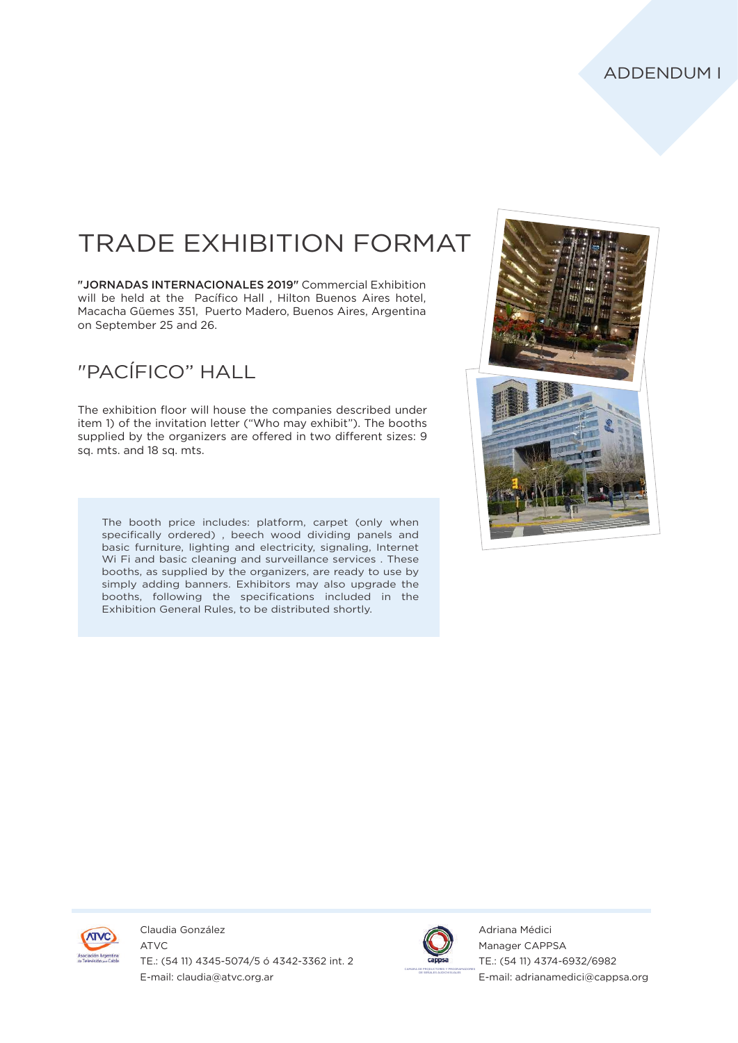ADDENDUM I

# TRADE EXHIBITION FORMAT

**"JORNADAS INTERNACIONALES 2019"** Commercial Exhibition will be held at the Pacífico Hall , Hilton Buenos Aires hotel, Macacha Güemes 351, Puerto Madero, Buenos Aires, Argentina on September 25 and 26.

## "PACÍFICO" HALL

The exhibition floor will house the companies described under item 1) of the invitation letter ("Who may exhibit"). The booths supplied by the organizers are offered in two different sizes: 9 sq. mts. and 18 sq. mts.

The booth price includes: platform, carpet (only when specifically ordered) , beech wood dividing panels and basic furniture, lighting and electricity, signaling, Internet Wi Fi and basic cleaning and surveillance services . These booths, as supplied by the organizers, are ready to use by simply adding banners. Exhibitors may also upgrade the booths, following the specifications included in the Exhibition General Rules, to be distributed shortly.

Claudia González
ATVC
TE.: (54 11) 4345-5074/5 ó 4342-3362 int. 2
E-mail: claudia@atvc.org.ar

Adriana Médici
Manager CAPPSA
TE.: (54 11) 4374-6932/6982
E-mail: adrianamedici@cappsa.org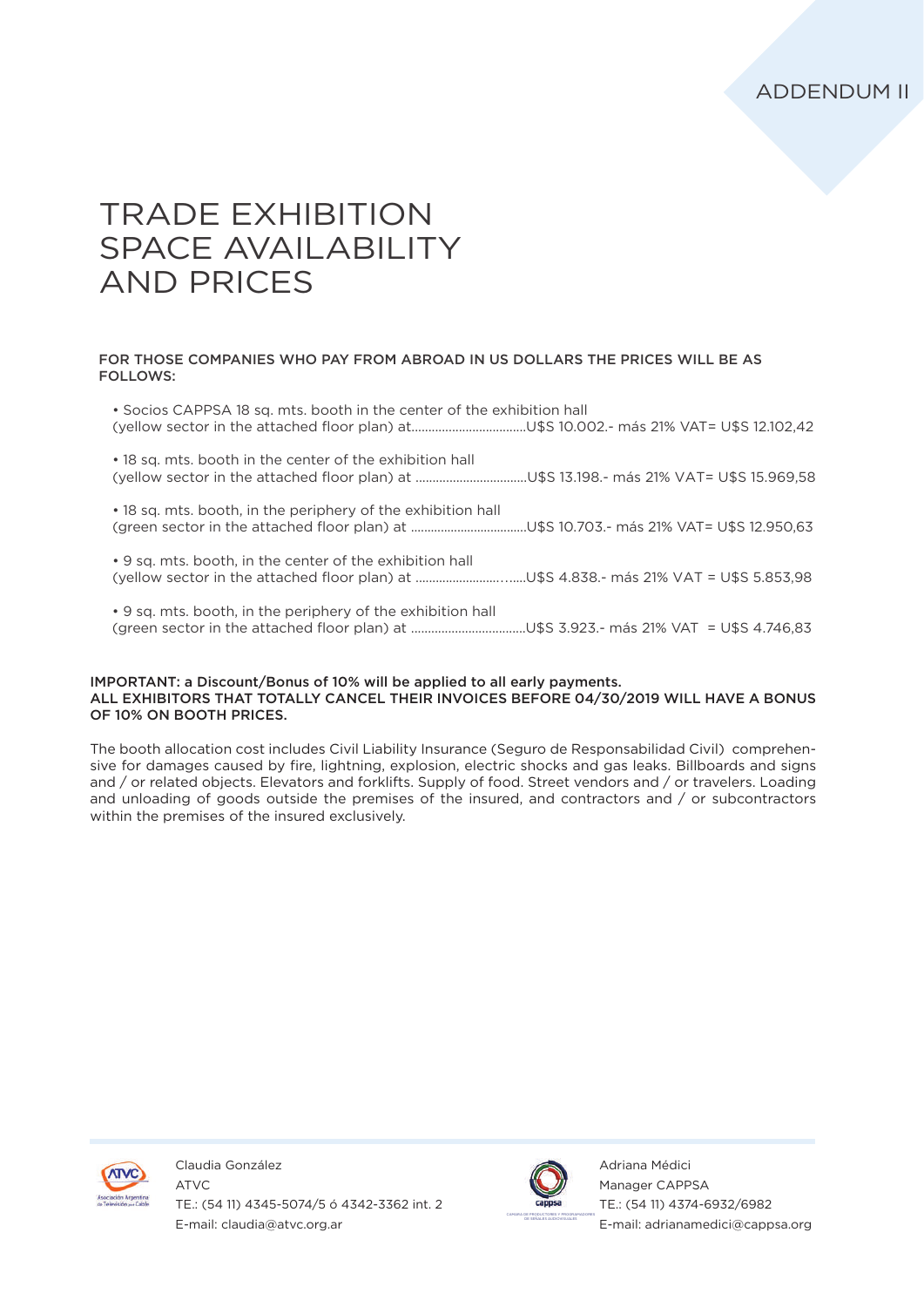ADDENDUM II

# TRADE EXHIBITION SPACE AVAILABILITY AND PRICES

**FOR THOSE COMPANIES WHO PAY FROM ABROAD IN US DOLLARS THE PRICES WILL BE AS FOLLOWS:**

- Socios CAPPSA 18 sq. mts. booth in the center of the exhibition hall (yellow sector in the attached floor plan) at.................................U$S 10.002.- más 21% VAT= U$S 12.102,42

- 18 sq. mts. booth in the center of the exhibition hall (yellow sector in the attached floor plan) at ................................U$S 13.198.- más 21% VAT= U$S 15.969,58

- 18 sq. mts. booth, in the periphery of the exhibition hall (green sector in the attached floor plan) at ..................................U$S 10.703.- más 21% VAT= U$S 12.950,63

- 9 sq. mts. booth, in the center of the exhibition hall (yellow sector in the attached floor plan) at ..........................…....U$S 4.838.- más 21% VAT = U$S 5.853,98

- 9 sq. mts. booth, in the periphery of the exhibition hall (green sector in the attached floor plan) at .................................U$S 3.923.- más 21% VAT = U$S 4.746,83

**IMPORTANT: a Discount/Bonus of 10% will be applied to all early payments.**
**ALL EXHIBITORS THAT TOTALLY CANCEL THEIR INVOICES BEFORE 04/30/2019 WILL HAVE A BONUS OF 10% ON BOOTH PRICES.**

The booth allocation cost includes Civil Liability Insurance (Seguro de Responsabilidad Civil) comprehensive for damages caused by fire, lightning, explosion, electric shocks and gas leaks. Billboards and signs and / or related objects. Elevators and forklifts. Supply of food. Street vendors and / or travelers. Loading and unloading of goods outside the premises of the insured, and contractors and / or subcontractors within the premises of the insured exclusively.

Claudia González
ATVC
TE.: (54 11) 4345-5074/5 ó 4342-3362 int. 2
E-mail: claudia@atvc.org.ar

Adriana Médici
Manager CAPPSA
TE.: (54 11) 4374-6932/6982
E-mail: adrianamedici@cappsa.org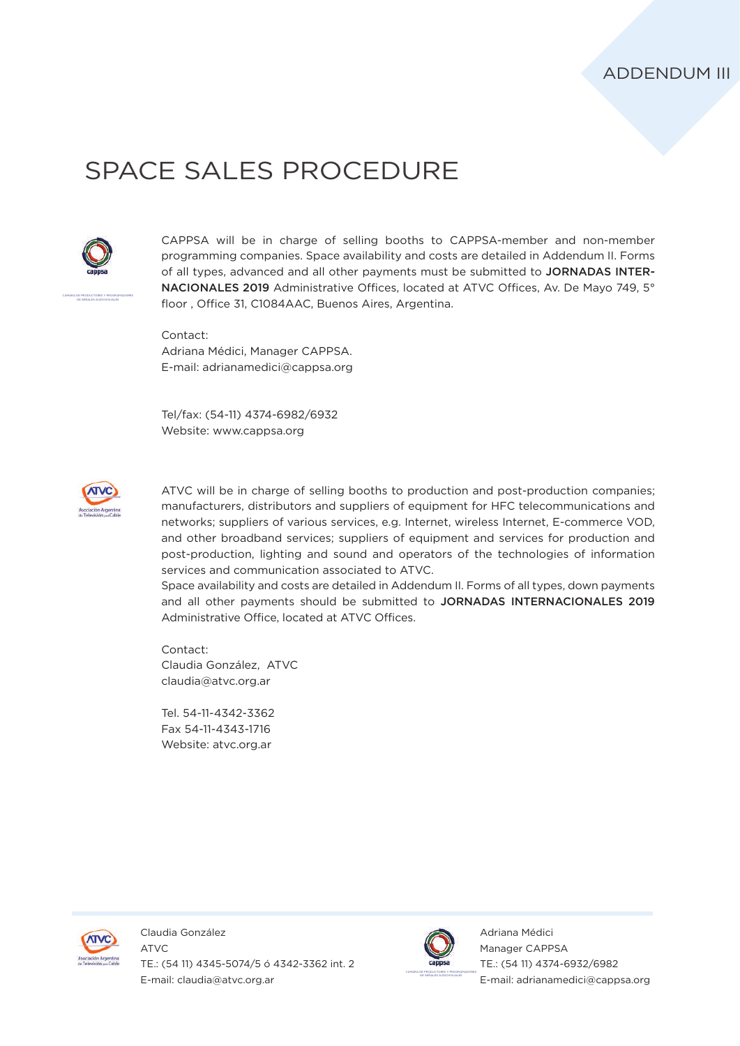ADDENDUM III

# SPACE SALES PROCEDURE

CAPPSA will be in charge of selling booths to CAPPSA-member and non-member programming companies. Space availability and costs are detailed in Addendum II. Forms of all types, advanced and all other payments must be submitted to **JORNADAS INTERNACIONALES 2019** Administrative Offices, located at ATVC Offices, Av. De Mayo 749, 5° floor , Office 31, C1084AAC, Buenos Aires, Argentina.

Contact:
Adriana Médici, Manager CAPPSA.
E-mail: adrianamedici@cappsa.org

Tel/fax: (54-11) 4374-6982/6932
Website: www.cappsa.org

ATVC will be in charge of selling booths to production and post-production companies; manufacturers, distributors and suppliers of equipment for HFC telecommunications and networks; suppliers of various services, e.g. Internet, wireless Internet, E-commerce VOD, and other broadband services; suppliers of equipment and services for production and post-production, lighting and sound and operators of the technologies of information services and communication associated to ATVC.
Space availability and costs are detailed in Addendum II. Forms of all types, down payments and all other payments should be submitted to **JORNADAS INTERNACIONALES 2019** Administrative Office, located at ATVC Offices.

Contact:
Claudia González, ATVC
claudia@atvc.org.ar

Tel. 54-11-4342-3362
Fax 54-11-4343-1716
Website: atvc.org.ar

Claudia González
ATVC
TE.: (54 11) 4345-5074/5 ó 4342-3362 int. 2
E-mail: claudia@atvc.org.ar

Adriana Médici
Manager CAPPSA
TE.: (54 11) 4374-6932/6982
E-mail: adrianamedici@cappsa.org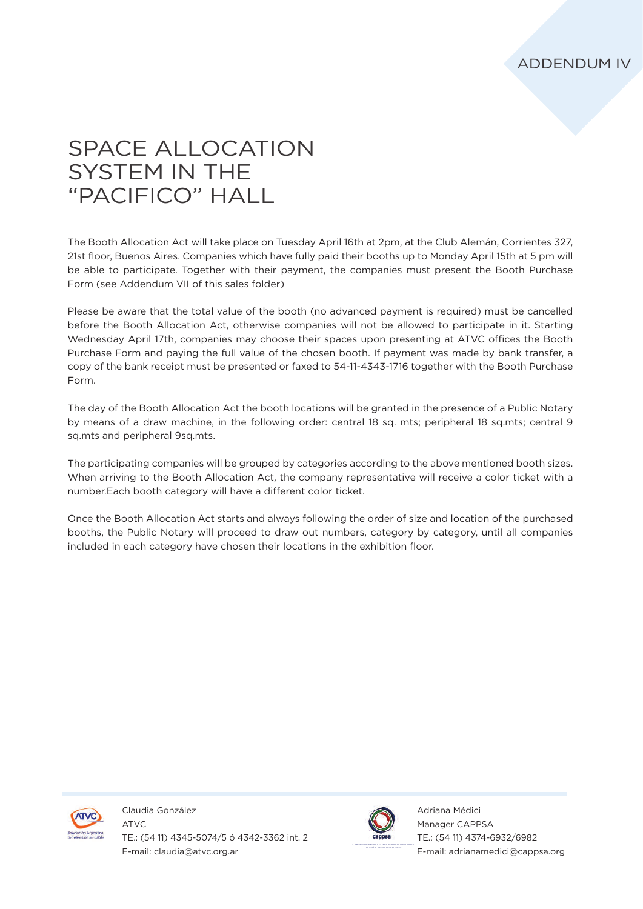ADDENDUM IV

# SPACE ALLOCATION SYSTEM IN THE "PACIFICO" HALL

The Booth Allocation Act will take place on Tuesday April 16th at 2pm, at the Club Alemán, Corrientes 327, 21st floor, Buenos Aires. Companies which have fully paid their booths up to Monday April 15th at 5 pm will be able to participate. Together with their payment, the companies must present the Booth Purchase Form (see Addendum VII of this sales folder)

Please be aware that the total value of the booth (no advanced payment is required) must be cancelled before the Booth Allocation Act, otherwise companies will not be allowed to participate in it. Starting Wednesday April 17th, companies may choose their spaces upon presenting at ATVC offices the Booth Purchase Form and paying the full value of the chosen booth. If payment was made by bank transfer, a copy of the bank receipt must be presented or faxed to 54-11-4343-1716 together with the Booth Purchase Form.

The day of the Booth Allocation Act the booth locations will be granted in the presence of a Public Notary by means of a draw machine, in the following order: central 18 sq. mts; peripheral 18 sq.mts; central 9 sq.mts and peripheral 9sq.mts.

The participating companies will be grouped by categories according to the above mentioned booth sizes. When arriving to the Booth Allocation Act, the company representative will receive a color ticket with a number.Each booth category will have a different color ticket.

Once the Booth Allocation Act starts and always following the order of size and location of the purchased booths, the Public Notary will proceed to draw out numbers, category by category, until all companies included in each category have chosen their locations in the exhibition floor.

Claudia González
ATVC
TE.: (54 11) 4345-5074/5 ó 4342-3362 int. 2
E-mail: claudia@atvc.org.ar

Adriana Médici
Manager CAPPSA
TE.: (54 11) 4374-6932/6982
E-mail: adrianamedici@cappsa.org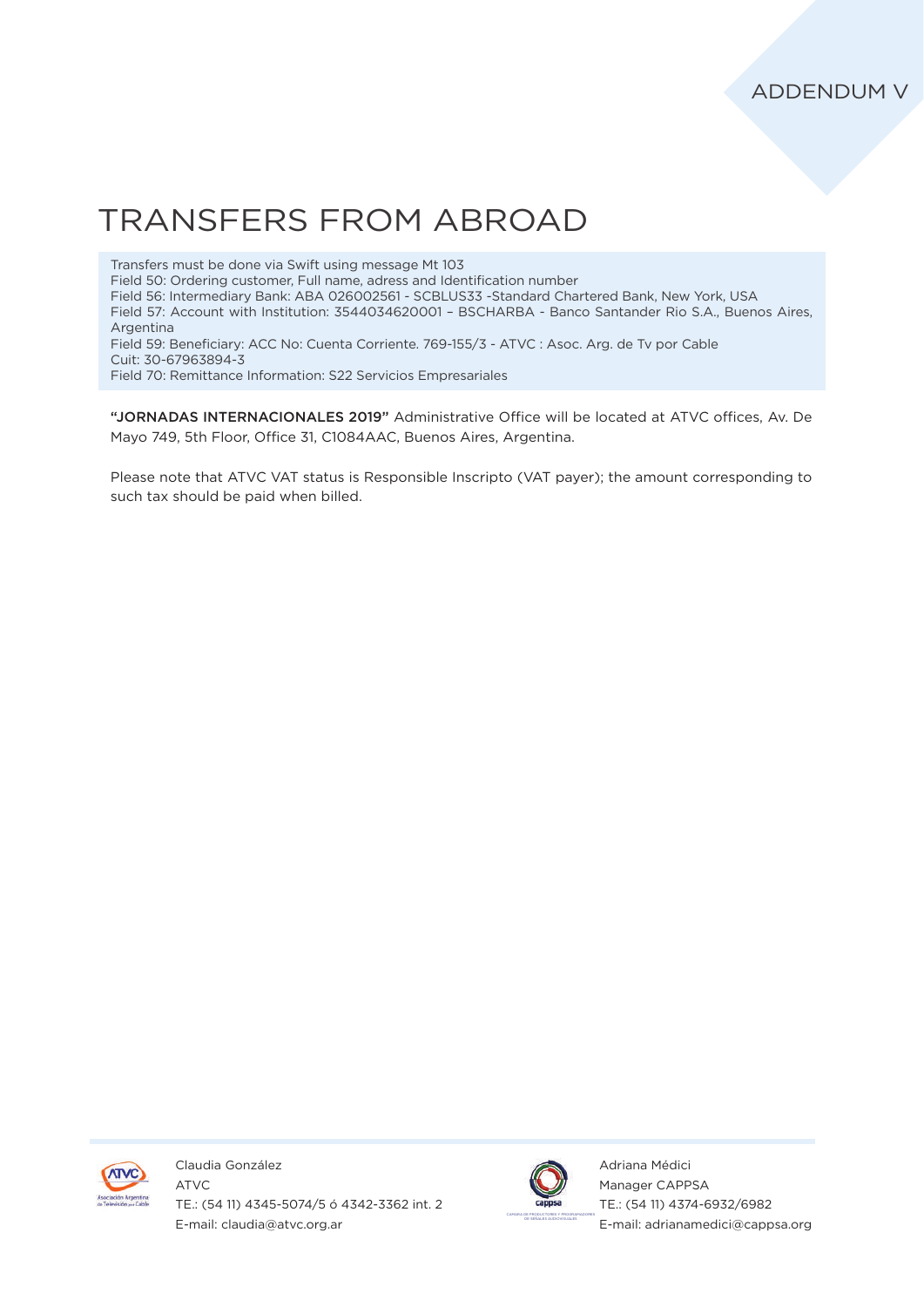ADDENDUM V

# TRANSFERS FROM ABROAD

Transfers must be done via Swift using message Mt 103
Field 50: Ordering customer, Full name, adress and Identification number
Field 56: Intermediary Bank: ABA 026002561 - SCBLUS33 -Standard Chartered Bank, New York, USA
Field 57: Account with Institution: 3544034620001 – BSCHARBA - Banco Santander Rio S.A., Buenos Aires, Argentina
Field 59: Beneficiary: ACC No: Cuenta Corriente. 769-155/3 - ATVC : Asoc. Arg. de Tv por Cable
Cuit: 30-67963894-3
Field 70: Remittance Information: S22 Servicios Empresariales

**"JORNADAS INTERNACIONALES 2019"** Administrative Office will be located at ATVC offices, Av. De Mayo 749, 5th Floor, Office 31, C1084AAC, Buenos Aires, Argentina.

Please note that ATVC VAT status is Responsible Inscripto (VAT payer); the amount corresponding to such tax should be paid when billed.

Claudia González
ATVC
TE.: (54 11) 4345-5074/5 ó 4342-3362 int. 2
E-mail: claudia@atvc.org.ar

Adriana Médici
Manager CAPPSA
TE.: (54 11) 4374-6932/6982
E-mail: adrianamedici@cappsa.org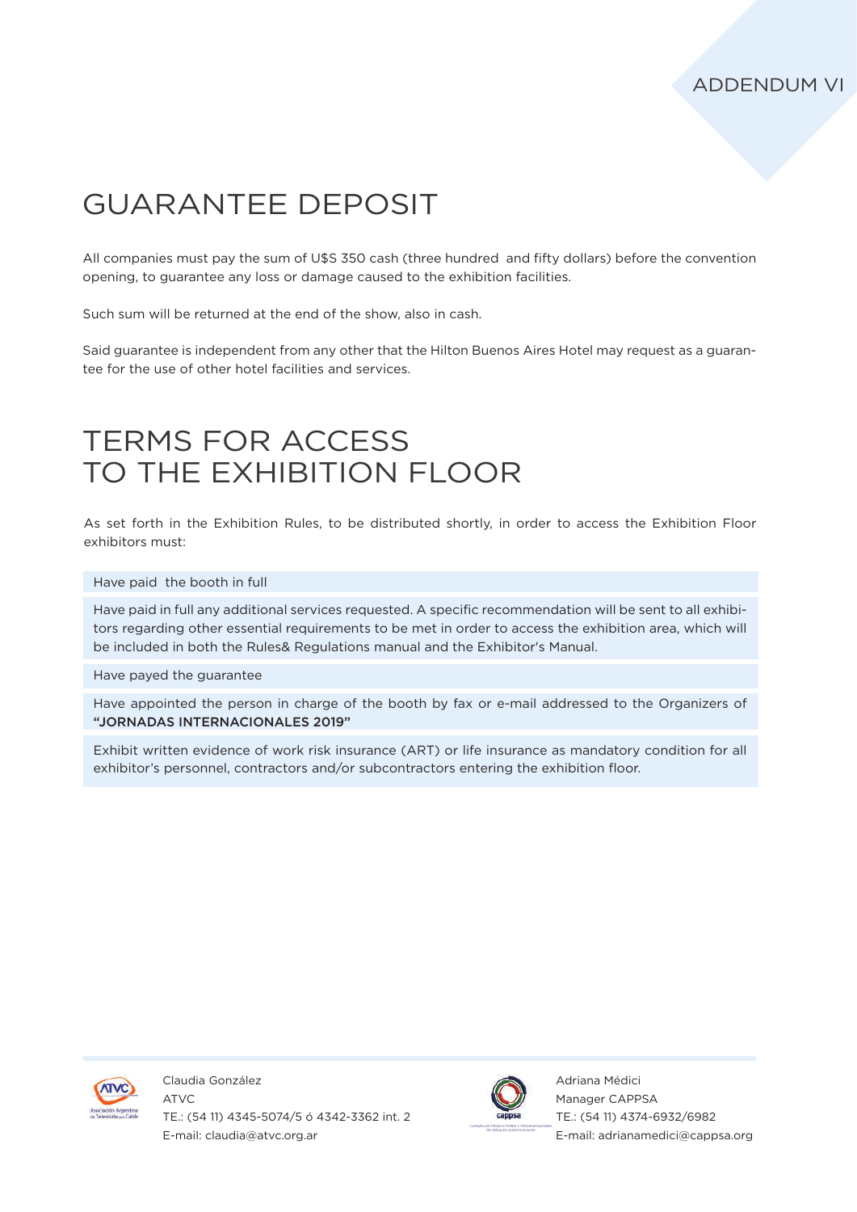ADDENDUM VI

# GUARANTEE DEPOSIT

All companies must pay the sum of U$S 350 cash (three hundred and fifty dollars) before the convention opening, to guarantee any loss or damage caused to the exhibition facilities.

Such sum will be returned at the end of the show, also in cash.

Said guarantee is independent from any other that the Hilton Buenos Aires Hotel may request as a guarantee for the use of other hotel facilities and services.

# TERMS FOR ACCESS TO THE EXHIBITION FLOOR

As set forth in the Exhibition Rules, to be distributed shortly, in order to access the Exhibition Floor exhibitors must:

- Have paid the booth in full
- Have paid in full any additional services requested. A specific recommendation will be sent to all exhibitors regarding other essential requirements to be met in order to access the exhibition area, which will be included in both the Rules& Regulations manual and the Exhibitor's Manual.
- Have payed the guarantee
- Have appointed the person in charge of the booth by fax or e-mail addressed to the Organizers of **"JORNADAS INTERNACIONALES 2019"**
- Exhibit written evidence of work risk insurance (ART) or life insurance as mandatory condition for all exhibitor's personnel, contractors and/or subcontractors entering the exhibition floor.

Claudia González
ATVC
TE.: (54 11) 4345-5074/5 ó 4342-3362 int. 2
E-mail: claudia@atvc.org.ar

Adriana Médici
Manager CAPPSA
TE.: (54 11) 4374-6932/6982
E-mail: adrianamedici@cappsa.org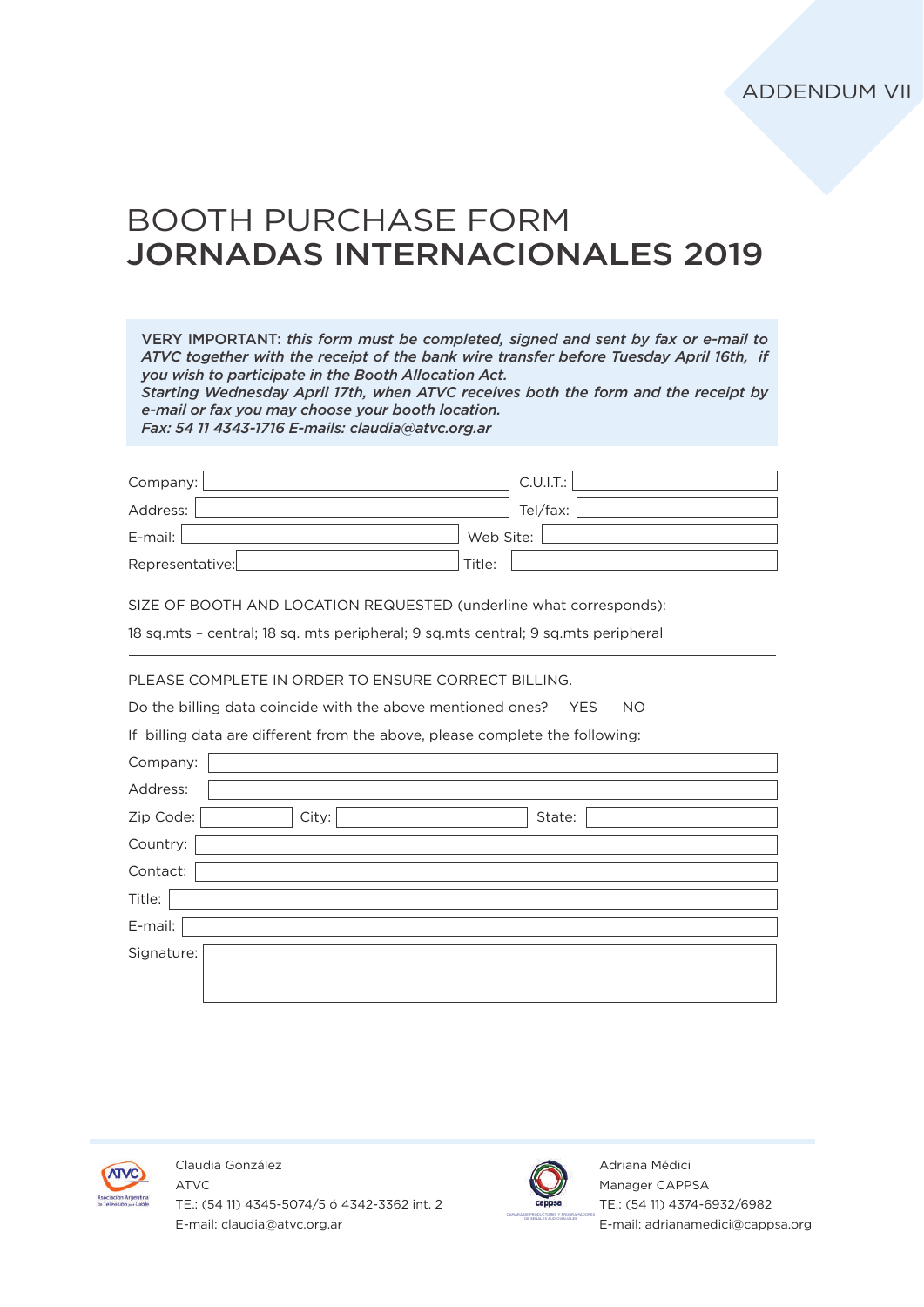ADDENDUM VII

# BOOTH PURCHASE FORM
# JORNADAS INTERNACIONALES 2019

VERY IMPORTANT: *this form must be completed, signed and sent by fax or e-mail to ATVC together with the receipt of the bank wire transfer before Tuesday April 16th, if you wish to participate in the Booth Allocation Act.*
*Starting Wednesday April 17th, when ATVC receives both the form and the receipt by e-mail or fax you may choose your booth location.*
*Fax: 54 11 4343-1716 E-mails: claudia@atvc.org.ar*

Company: ______________________ C.U.I.T.: ______________________

Address: ______________________ Tel/fax: ______________________

E-mail: ______________________ Web Site: ______________________

Representative: ______________________ Title: ______________________

SIZE OF BOOTH AND LOCATION REQUESTED (underline what corresponds):

18 sq.mts – central; 18 sq. mts peripheral; 9 sq.mts central; 9 sq.mts peripheral

---

PLEASE COMPLETE IN ORDER TO ENSURE CORRECT BILLING.

Do the billing data coincide with the above mentioned ones? YES NO

If billing data are different from the above, please complete the following:

Company: ______________________

Address: ______________________

Zip Code: __________ City: __________ State: __________

Country: ______________________

Contact: ______________________

Title: ______________________

E-mail: ______________________

Signature: ______________________

---

Claudia González
ATVC
TE.: (54 11) 4345-5074/5 ó 4342-3362 int. 2
E-mail: claudia@atvc.org.ar

Adriana Médici
Manager CAPPSA
TE.: (54 11) 4374-6932/6982
E-mail: adrianamedici@cappsa.org